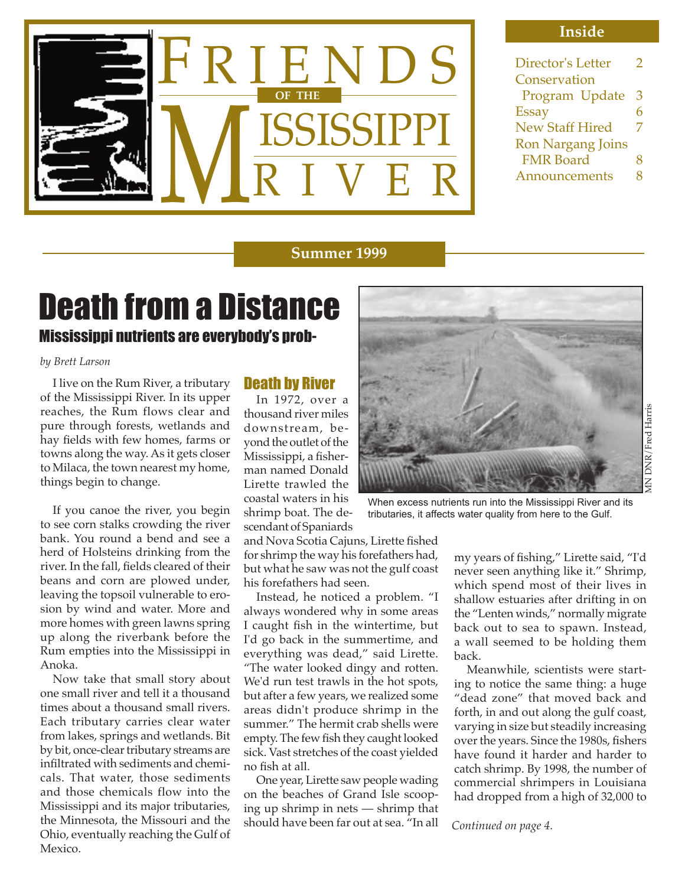# FRIENDS OF THE MISSISSIPPI RIVER

**Inside**

| | |
|---|---|
| Director's Letter | 2 |
| Conservation Program Update | 3 |
| Essay | 6 |
| New Staff Hired | 7 |
| Ron Nargang Joins FMR Board | 8 |
| Announcements | 8 |

**Summer 1999**

# Death from a Distance

## Mississippi nutrients are everybody's prob-

*by Brett Larson*

I live on the Rum River, a tributary of the Mississippi River. In its upper reaches, the Rum flows clear and pure through forests, wetlands and hay fields with few homes, farms or towns along the way. As it gets closer to Milaca, the town nearest my home, things begin to change.

If you canoe the river, you begin to see corn stalks crowding the river bank. You round a bend and see a herd of Holsteins drinking from the river. In the fall, fields cleared of their beans and corn are plowed under, leaving the topsoil vulnerable to erosion by wind and water. More and more homes with green lawns spring up along the riverbank before the Rum empties into the Mississippi in Anoka.

Now take that small story about one small river and tell it a thousand times about a thousand small rivers. Each tributary carries clear water from lakes, springs and wetlands. Bit by bit, once-clear tributary streams are infiltrated with sediments and chemicals. That water, those sediments and those chemicals flow into the Mississippi and its major tributaries, the Minnesota, the Missouri and the Ohio, eventually reaching the Gulf of Mexico.

### Death by River

In 1972, over a thousand river miles downstream, beyond the outlet of the Mississippi, a fisherman named Donald Lirette trawled the coastal waters in his shrimp boat. The descendant of Spaniards and Nova Scotia Cajuns, Lirette fished for shrimp the way his forefathers had, but what he saw was not the gulf coast his forefathers had seen.

Instead, he noticed a problem. "I always wondered why in some areas I caught fish in the wintertime, but I'd go back in the summertime, and everything was dead," said Lirette. "The water looked dingy and rotten. We'd run test trawls in the hot spots, but after a few years, we realized some areas didn't produce shrimp in the summer." The hermit crab shells were empty. The few fish they caught looked sick. Vast stretches of the coast yielded no fish at all.

One year, Lirette saw people wading on the beaches of Grand Isle scooping up shrimp in nets — shrimp that should have been far out at sea. "In all my years of fishing," Lirette said, "I'd never seen anything like it." Shrimp, which spend most of their lives in shallow estuaries after drifting in on the "Lenten winds," normally migrate back out to sea to spawn. Instead, a wall seemed to be holding them back.

Meanwhile, scientists were starting to notice the same thing: a huge "dead zone" that moved back and forth, in and out along the gulf coast, varying in size but steadily increasing over the years. Since the 1980s, fishers have found it harder and harder to catch shrimp. By 1998, the number of commercial shrimpers in Louisiana had dropped from a high of 32,000 to

*Continued on page 4.*

MN DNR/Fred Harris

When excess nutrients run into the Mississippi River and its tributaries, it affects water quality from here to the Gulf.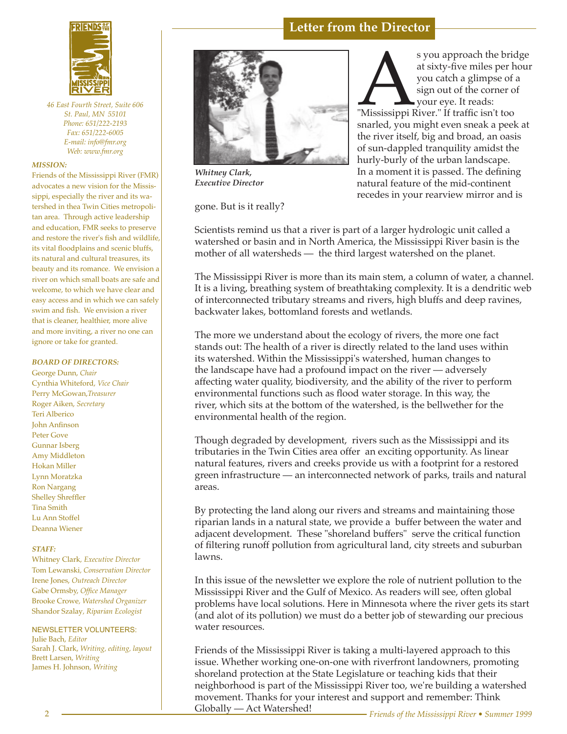46 East Fourth Street, Suite 606
St. Paul, MN 55101
Phone: 651/222-2193
Fax: 651/222-6005
E-mail: info@fmr.org
Web: www.fmr.org

***MISSION:***

Friends of the Mississippi River (FMR) advocates a new vision for the Mississippi, especially the river and its watershed in thea Twin Cities metropolitan area. Through active leadership and education, FMR seeks to preserve and restore the river's fish and wildlife, its vital floodplains and scenic bluffs, its natural and cultural treasures, its beauty and its romance. We envision a river on which small boats are safe and welcome, to which we have clear and easy access and in which we can safely swim and fish. We envision a river that is cleaner, healthier, more alive and more inviting, a river no one can ignore or take for granted.

***BOARD OF DIRECTORS:***

George Dunn, *Chair*
Cynthia Whiteford, *Vice Chair*
Perry McGowan,*Treasurer*
Roger Aiken, *Secretary*
Teri Alberico
John Anfinson
Peter Gove
Gunnar Isberg
Amy Middleton
Hokan Miller
Lynn Moratzka
Ron Nargang
Shelley Shreffler
Tina Smith
Lu Ann Stoffel
Deanna Wiener

***STAFF:***

Whitney Clark, *Executive Director*
Tom Lewanski, *Conservation Director*
Irene Jones, *Outreach Director*
Gabe Ormsby, *Office Manager*
Brooke Crowe, *Watershed Organizer*
Shandor Szalay, *Riparian Ecologist*

NEWSLETTER VOLUNTEERS:

Julie Bach, *Editor*
Sarah J. Clark, *Writing, editing, layout*
Brett Larsen, *Writing*
James H. Johnson, *Writing*

## Letter from the Director

***Whitney Clark, Executive Director***

As you approach the bridge at sixty-five miles per hour you catch a glimpse of a sign out of the corner of your eye. It reads: "Mississippi River." If traffic isn't too snarled, you might even sneak a peek at the river itself, big and broad, an oasis of sun-dappled tranquility amidst the hurly-burly of the urban landscape. In a moment it is passed. The defining natural feature of the mid-continent recedes in your rearview mirror and is gone. But is it really?

Scientists remind us that a river is part of a larger hydrologic unit called a watershed or basin and in North America, the Mississippi River basin is the mother of all watersheds — the third largest watershed on the planet.

The Mississippi River is more than its main stem, a column of water, a channel. It is a living, breathing system of breathtaking complexity. It is a dendritic web of interconnected tributary streams and rivers, high bluffs and deep ravines, backwater lakes, bottomland forests and wetlands.

The more we understand about the ecology of rivers, the more one fact stands out: The health of a river is directly related to the land uses within its watershed. Within the Mississippi's watershed, human changes to the landscape have had a profound impact on the river — adversely affecting water quality, biodiversity, and the ability of the river to perform environmental functions such as flood water storage. In this way, the river, which sits at the bottom of the watershed, is the bellwether for the environmental health of the region.

Though degraded by development, rivers such as the Mississippi and its tributaries in the Twin Cities area offer an exciting opportunity. As linear natural features, rivers and creeks provide us with a footprint for a restored green infrastructure — an interconnected network of parks, trails and natural areas.

By protecting the land along our rivers and streams and maintaining those riparian lands in a natural state, we provide a buffer between the water and adjacent development. These "shoreland buffers" serve the critical function of filtering runoff pollution from agricultural land, city streets and suburban lawns.

In this issue of the newsletter we explore the role of nutrient pollution to the Mississippi River and the Gulf of Mexico. As readers will see, often global problems have local solutions. Here in Minnesota where the river gets its start (and alot of its pollution) we must do a better job of stewarding our precious water resources.

Friends of the Mississippi River is taking a multi-layered approach to this issue. Whether working one-on-one with riverfront landowners, promoting shoreland protection at the State Legislature or teaching kids that their neighborhood is part of the Mississippi River too, we're building a watershed movement. Thanks for your interest and support and remember: Think Globally — Act Watershed!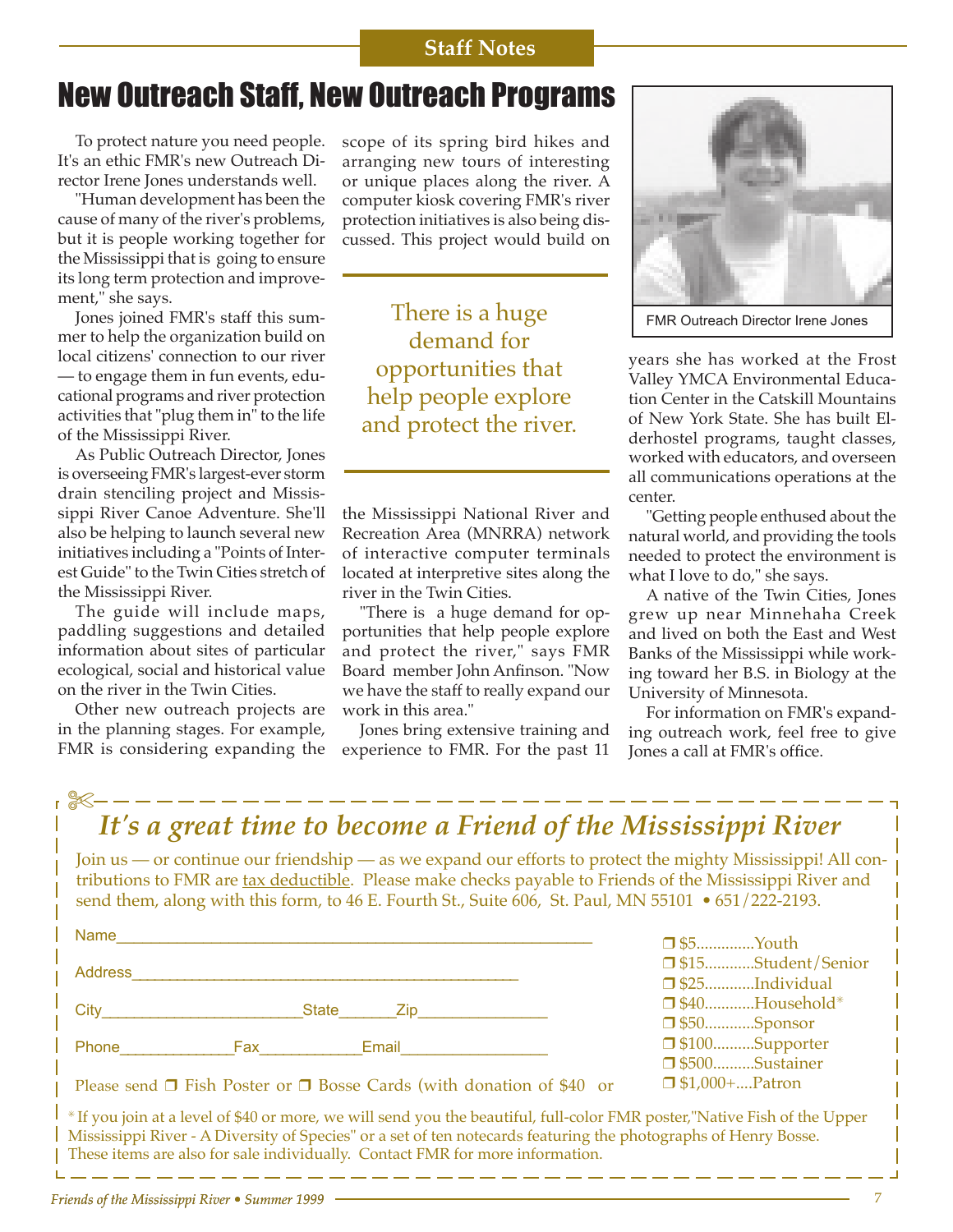Staff Notes

# New Outreach Staff, New Outreach Programs

To protect nature you need people. It's an ethic FMR's new Outreach Director Irene Jones understands well.

"Human development has been the cause of many of the river's problems, but it is people working together for the Mississippi that is going to ensure its long term protection and improvement," she says.

Jones joined FMR's staff this summer to help the organization build on local citizens' connection to our river — to engage them in fun events, educational programs and river protection activities that "plug them in" to the life of the Mississippi River.

As Public Outreach Director, Jones is overseeing FMR's largest-ever storm drain stenciling project and Mississippi River Canoe Adventure. She'll also be helping to launch several new initiatives including a "Points of Interest Guide" to the Twin Cities stretch of the Mississippi River.

The guide will include maps, paddling suggestions and detailed information about sites of particular ecological, social and historical value on the river in the Twin Cities.

Other new outreach projects are in the planning stages. For example, FMR is considering expanding the scope of its spring bird hikes and arranging new tours of interesting or unique places along the river. A computer kiosk covering FMR's river protection initiatives is also being discussed. This project would build on the Mississippi National River and Recreation Area (MNRRA) network of interactive computer terminals located at interpretive sites along the river in the Twin Cities.

> There is a huge demand for opportunities that help people explore and protect the river.

"There is a huge demand for opportunities that help people explore and protect the river," says FMR Board member John Anfinson. "Now we have the staff to really expand our work in this area."

Jones bring extensive training and experience to FMR. For the past 11 years she has worked at the Frost Valley YMCA Environmental Education Center in the Catskill Mountains of New York State. She has built Elderhostel programs, taught classes, worked with educators, and overseen all communications operations at the center.

FMR Outreach Director Irene Jones

"Getting people enthused about the natural world, and providing the tools needed to protect the environment is what I love to do," she says.

A native of the Twin Cities, Jones grew up near Minnehaha Creek and lived on both the East and West Banks of the Mississippi while working toward her B.S. in Biology at the University of Minnesota.

For information on FMR's expanding outreach work, feel free to give Jones a call at FMR's office.

---

## *It's a great time to become a Friend of the Mississippi River*

Join us — or continue our friendship — as we expand our efforts to protect the mighty Mississippi! All contributions to FMR are tax deductible. Please make checks payable to Friends of the Mississippi River and send them, along with this form, to 46 E. Fourth St., Suite 606, St. Paul, MN 55101 • 651/222-2193.

Name_______________________________________________

Address_____________________________________________

City____________________ State______ Zip______________

Phone_____________ Fax___________ Email________________

Please send ❐ Fish Poster or ❐ Bosse Cards (with donation of $40 or

- ❐ $5.............Youth
- ❐ $15............Student/Senior
- ❐ $25............Individual
- ❐ $40............Household*
- ❐ $50............Sponsor
- ❐ $100..........Supporter
- ❐ $500..........Sustainer
- ❐ $1,000+....Patron

* If you join at a level of $40 or more, we will send you the beautiful, full-color FMR poster,"Native Fish of the Upper Mississippi River - A Diversity of Species" or a set of ten notecards featuring the photographs of Henry Bosse. These items are also for sale individually. Contact FMR for more information.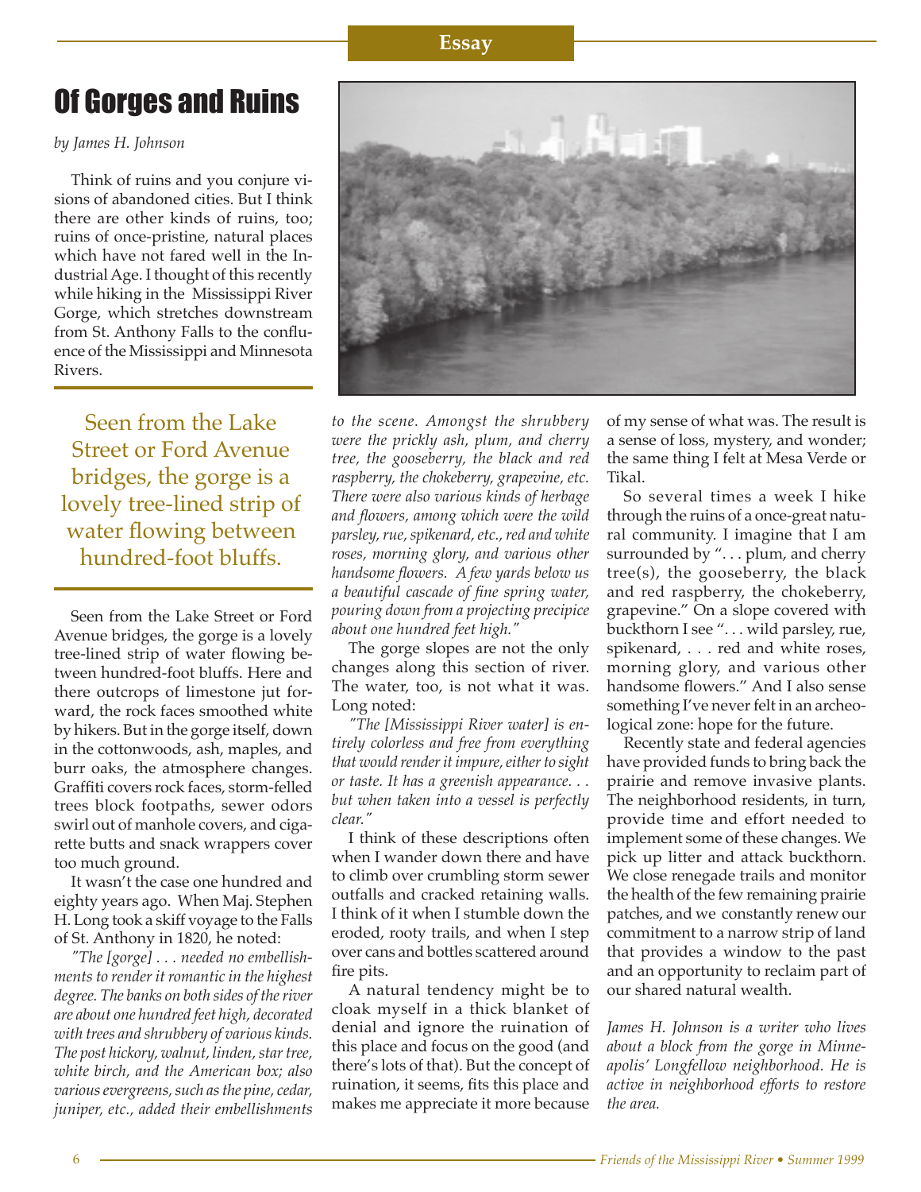Essay

# Of Gorges and Ruins

*by James H. Johnson*

Think of ruins and you conjure visions of abandoned cities. But I think there are other kinds of ruins, too; ruins of once-pristine, natural places which have not fared well in the Industrial Age. I thought of this recently while hiking in the Mississippi River Gorge, which stretches downstream from St. Anthony Falls to the confluence of the Mississippi and Minnesota Rivers.

> Seen from the Lake Street or Ford Avenue bridges, the gorge is a lovely tree-lined strip of water flowing between hundred-foot bluffs.

Seen from the Lake Street or Ford Avenue bridges, the gorge is a lovely tree-lined strip of water flowing between hundred-foot bluffs. Here and there outcrops of limestone jut forward, the rock faces smoothed white by hikers. But in the gorge itself, down in the cottonwoods, ash, maples, and burr oaks, the atmosphere changes. Graffiti covers rock faces, storm-felled trees block footpaths, sewer odors swirl out of manhole covers, and cigarette butts and snack wrappers cover too much ground.

It wasn't the case one hundred and eighty years ago. When Maj. Stephen H. Long took a skiff voyage to the Falls of St. Anthony in 1820, he noted:

*"The [gorge] . . . needed no embellishments to render it romantic in the highest degree. The banks on both sides of the river are about one hundred feet high, decorated with trees and shrubbery of various kinds. The post hickory, walnut, linden, star tree, white birch, and the American box; also various evergreens, such as the pine, cedar, juniper, etc., added their embellishments to the scene. Amongst the shrubbery were the prickly ash, plum, and cherry tree, the gooseberry, the black and red raspberry, the chokeberry, grapevine, etc. There were also various kinds of herbage and flowers, among which were the wild parsley, rue, spikenard, etc., red and white roses, morning glory, and various other handsome flowers. A few yards below us a beautiful cascade of fine spring water, pouring down from a projecting precipice about one hundred feet high."*

The gorge slopes are not the only changes along this section of river. The water, too, is not what it was. Long noted:

*"The [Mississippi River water] is entirely colorless and free from everything that would render it impure, either to sight or taste. It has a greenish appearance. . . but when taken into a vessel is perfectly clear."*

I think of these descriptions often when I wander down there and have to climb over crumbling storm sewer outfalls and cracked retaining walls. I think of it when I stumble down the eroded, rooty trails, and when I step over cans and bottles scattered around fire pits.

A natural tendency might be to cloak myself in a thick blanket of denial and ignore the ruination of this place and focus on the good (and there's lots of that). But the concept of ruination, it seems, fits this place and makes me appreciate it more because of my sense of what was. The result is a sense of loss, mystery, and wonder; the same thing I felt at Mesa Verde or Tikal.

So several times a week I hike through the ruins of a once-great natural community. I imagine that I am surrounded by ". . . plum, and cherry tree(s), the gooseberry, the black and red raspberry, the chokeberry, grapevine." On a slope covered with buckthorn I see ". . . wild parsley, rue, spikenard, . . . red and white roses, morning glory, and various other handsome flowers." And I also sense something I've never felt in an archeological zone: hope for the future.

Recently state and federal agencies have provided funds to bring back the prairie and remove invasive plants. The neighborhood residents, in turn, provide time and effort needed to implement some of these changes. We pick up litter and attack buckthorn. We close renegade trails and monitor the health of the few remaining prairie patches, and we constantly renew our commitment to a narrow strip of land that provides a window to the past and an opportunity to reclaim part of our shared natural wealth.

*James H. Johnson is a writer who lives about a block from the gorge in Minneapolis' Longfellow neighborhood. He is active in neighborhood efforts to restore the area.*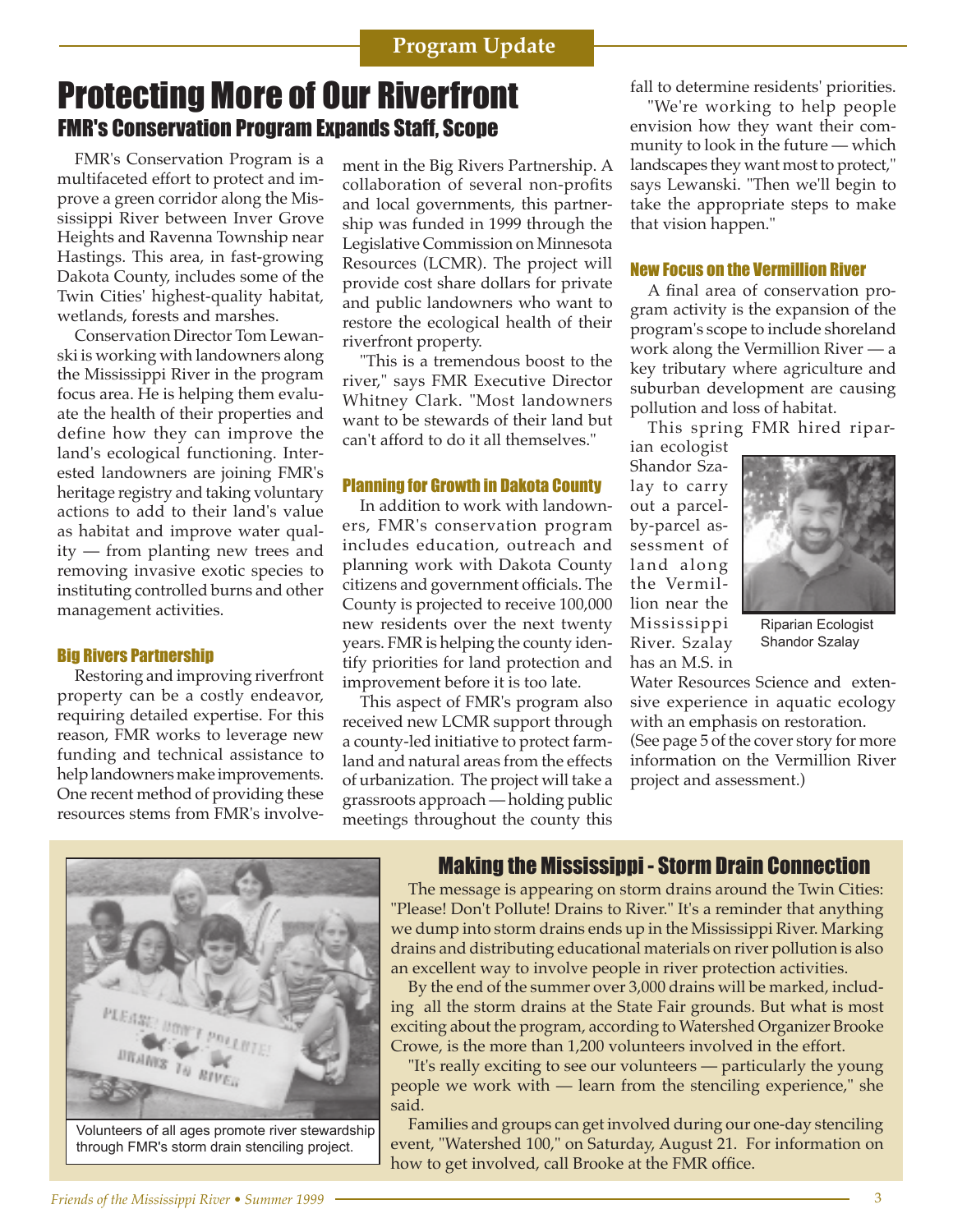Program Update

# Protecting More of Our Riverfront

## FMR's Conservation Program Expands Staff, Scope

FMR's Conservation Program is a multifaceted effort to protect and improve a green corridor along the Mississippi River between Inver Grove Heights and Ravenna Township near Hastings. This area, in fast-growing Dakota County, includes some of the Twin Cities' highest-quality habitat, wetlands, forests and marshes.

Conservation Director Tom Lewanski is working with landowners along the Mississippi River in the program focus area. He is helping them evaluate the health of their properties and define how they can improve the land's ecological functioning. Interested landowners are joining FMR's heritage registry and taking voluntary actions to add to their land's value as habitat and improve water quality — from planting new trees and removing invasive exotic species to instituting controlled burns and other management activities.

### Big Rivers Partnership

Restoring and improving riverfront property can be a costly endeavor, requiring detailed expertise. For this reason, FMR works to leverage new funding and technical assistance to help landowners make improvements. One recent method of providing these resources stems from FMR's involvement in the Big Rivers Partnership. A collaboration of several non-profits and local governments, this partnership was funded in 1999 through the Legislative Commission on Minnesota Resources (LCMR). The project will provide cost share dollars for private and public landowners who want to restore the ecological health of their riverfront property.

"This is a tremendous boost to the river," says FMR Executive Director Whitney Clark. "Most landowners want to be stewards of their land but can't afford to do it all themselves."

### Planning for Growth in Dakota County

In addition to work with landowners, FMR's conservation program includes education, outreach and planning work with Dakota County citizens and government officials. The County is projected to receive 100,000 new residents over the next twenty years. FMR is helping the county identify priorities for land protection and improvement before it is too late.

This aspect of FMR's program also received new LCMR support through a county-led initiative to protect farmland and natural areas from the effects of urbanization. The project will take a grassroots approach — holding public meetings throughout the county this fall to determine residents' priorities.

"We're working to help people envision how they want their community to look in the future — which landscapes they want most to protect," says Lewanski. "Then we'll begin to take the appropriate steps to make that vision happen."

### New Focus on the Vermillion River

A final area of conservation program activity is the expansion of the program's scope to include shoreland work along the Vermillion River — a key tributary where agriculture and suburban development are causing pollution and loss of habitat.

This spring FMR hired riparian ecologist Shandor Szalay to carry out a parcel-by-parcel assessment of land along the Vermillion near the Mississippi River. Szalay has an M.S. in Water Resources Science and extensive experience in aquatic ecology with an emphasis on restoration. (See page 5 of the cover story for more information on the Vermillion River project and assessment.)

Riparian Ecologist Shandor Szalay

## Making the Mississippi - Storm Drain Connection

The message is appearing on storm drains around the Twin Cities: "Please! Don't Pollute! Drains to River." It's a reminder that anything we dump into storm drains ends up in the Mississippi River. Marking drains and distributing educational materials on river pollution is also an excellent way to involve people in river protection activities.

By the end of the summer over 3,000 drains will be marked, including all the storm drains at the State Fair grounds. But what is most exciting about the program, according to Watershed Organizer Brooke Crowe, is the more than 1,200 volunteers involved in the effort.

"It's really exciting to see our volunteers — particularly the young people we work with — learn from the stenciling experience," she said.

Families and groups can get involved during our one-day stenciling event, "Watershed 100," on Saturday, August 21. For information on how to get involved, call Brooke at the FMR office.

Volunteers of all ages promote river stewardship through FMR's storm drain stenciling project.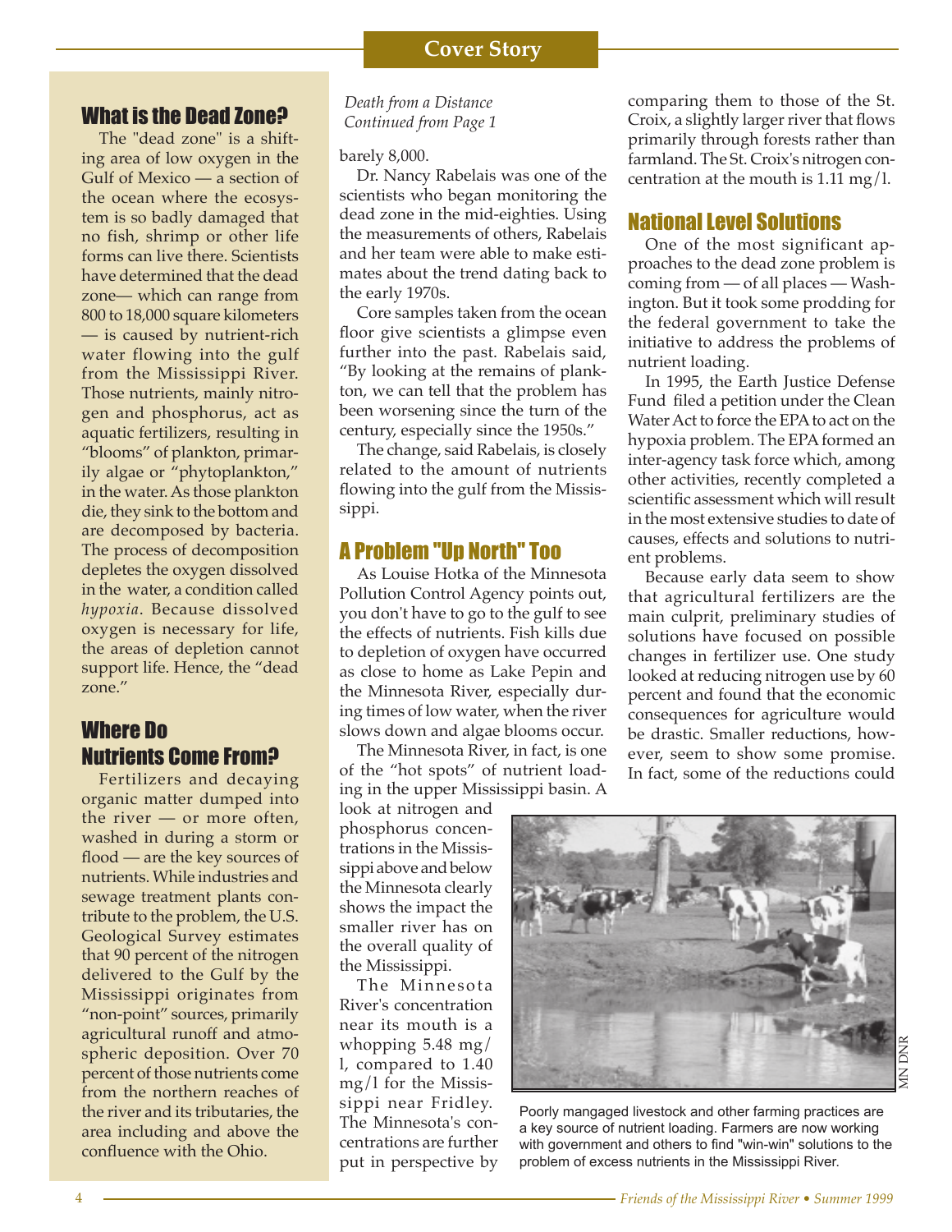## What is the Dead Zone?

The "dead zone" is a shifting area of low oxygen in the Gulf of Mexico — a section of the ocean where the ecosystem is so badly damaged that no fish, shrimp or other life forms can live there. Scientists have determined that the dead zone— which can range from 800 to 18,000 square kilometers — is caused by nutrient-rich water flowing into the gulf from the Mississippi River. Those nutrients, mainly nitrogen and phosphorus, act as aquatic fertilizers, resulting in "blooms" of plankton, primarily algae or "phytoplankton," in the water. As those plankton die, they sink to the bottom and are decomposed by bacteria. The process of decomposition depletes the oxygen dissolved in the water, a condition called *hypoxia*. Because dissolved oxygen is necessary for life, the areas of depletion cannot support life. Hence, the "dead zone."

## Where Do Nutrients Come From?

Fertilizers and decaying organic matter dumped into the river — or more often, washed in during a storm or flood — are the key sources of nutrients. While industries and sewage treatment plants contribute to the problem, the U.S. Geological Survey estimates that 90 percent of the nitrogen delivered to the Gulf by the Mississippi originates from "non-point" sources, primarily agricultural runoff and atmospheric deposition. Over 70 percent of those nutrients come from the northern reaches of the river and its tributaries, the area including and above the confluence with the Ohio.

*Death from a Distance*
*Continued from Page 1*

barely 8,000.

Dr. Nancy Rabelais was one of the scientists who began monitoring the dead zone in the mid-eighties. Using the measurements of others, Rabelais and her team were able to make estimates about the trend dating back to the early 1970s.

Core samples taken from the ocean floor give scientists a glimpse even further into the past. Rabelais said, "By looking at the remains of plankton, we can tell that the problem has been worsening since the turn of the century, especially since the 1950s."

The change, said Rabelais, is closely related to the amount of nutrients flowing into the gulf from the Mississippi.

## A Problem "Up North" Too

As Louise Hotka of the Minnesota Pollution Control Agency points out, you don't have to go to the gulf to see the effects of nutrients. Fish kills due to depletion of oxygen have occurred as close to home as Lake Pepin and the Minnesota River, especially during times of low water, when the river slows down and algae blooms occur.

The Minnesota River, in fact, is one of the "hot spots" of nutrient loading in the upper Mississippi basin. A look at nitrogen and phosphorus concentrations in the Mississippi above and below the Minnesota clearly shows the impact the smaller river has on the overall quality of the Mississippi.

The Minnesota River's concentration near its mouth is a whopping 5.48 mg/l, compared to 1.40 mg/l for the Mississippi near Fridley. The Minnesota's concentrations are further put in perspective by comparing them to those of the St. Croix, a slightly larger river that flows primarily through forests rather than farmland. The St. Croix's nitrogen concentration at the mouth is 1.11 mg/l.

## National Level Solutions

One of the most significant approaches to the dead zone problem is coming from — of all places — Washington. But it took some prodding for the federal government to take the initiative to address the problems of nutrient loading.

In 1995, the Earth Justice Defense Fund filed a petition under the Clean Water Act to force the EPA to act on the hypoxia problem. The EPA formed an inter-agency task force which, among other activities, recently completed a scientific assessment which will result in the most extensive studies to date of causes, effects and solutions to nutrient problems.

Because early data seem to show that agricultural fertilizers are the main culprit, preliminary studies of solutions have focused on possible changes in fertilizer use. One study looked at reducing nitrogen use by 60 percent and found that the economic consequences for agriculture would be drastic. Smaller reductions, however, seem to show some promise. In fact, some of the reductions could

MN DNR

Poorly mangaged livestock and other farming practices are a key source of nutrient loading. Farmers are now working with government and others to find "win-win" solutions to the problem of excess nutrients in the Mississippi River.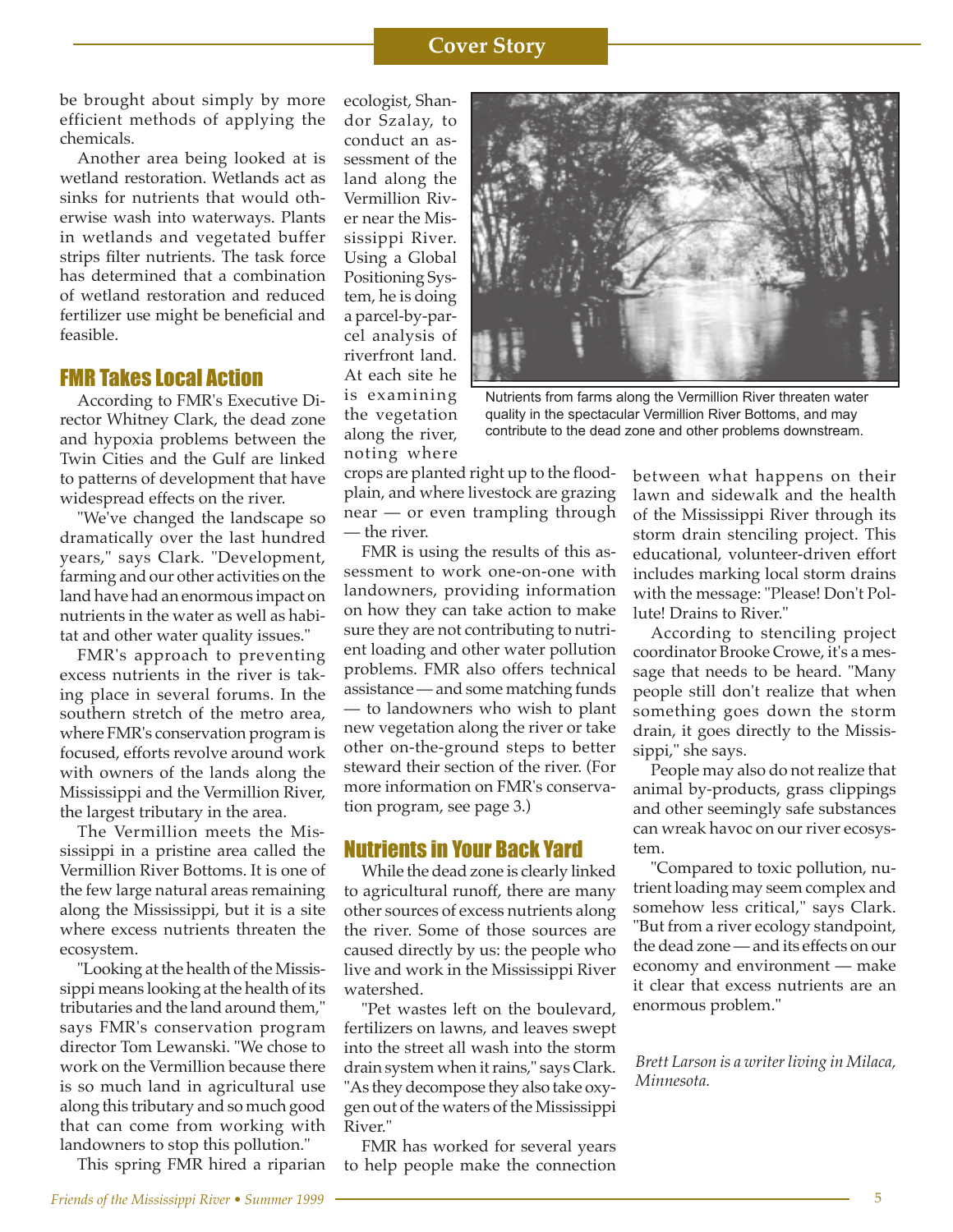be brought about simply by more efficient methods of applying the chemicals.

Another area being looked at is wetland restoration. Wetlands act as sinks for nutrients that would otherwise wash into waterways. Plants in wetlands and vegetated buffer strips filter nutrients. The task force has determined that a combination of wetland restoration and reduced fertilizer use might be beneficial and feasible.

## FMR Takes Local Action

According to FMR's Executive Director Whitney Clark, the dead zone and hypoxia problems between the Twin Cities and the Gulf are linked to patterns of development that have widespread effects on the river.

"We've changed the landscape so dramatically over the last hundred years," says Clark. "Development, farming and our other activities on the land have had an enormous impact on nutrients in the water as well as habitat and other water quality issues."

FMR's approach to preventing excess nutrients in the river is taking place in several forums. In the southern stretch of the metro area, where FMR's conservation program is focused, efforts revolve around work with owners of the lands along the Mississippi and the Vermillion River, the largest tributary in the area.

The Vermillion meets the Mississippi in a pristine area called the Vermillion River Bottoms. It is one of the few large natural areas remaining along the Mississippi, but it is a site where excess nutrients threaten the ecosystem.

"Looking at the health of the Mississippi means looking at the health of its tributaries and the land around them," says FMR's conservation program director Tom Lewanski. "We chose to work on the Vermillion because there is so much land in agricultural use along this tributary and so much good that can come from working with landowners to stop this pollution."

This spring FMR hired a riparian ecologist, Shandor Szalay, to conduct an assessment of the land along the Vermillion River near the Mississippi River. Using a Global Positioning System, he is doing a parcel-by-parcel analysis of riverfront land. At each site he is examining the vegetation along the river, noting where crops are planted right up to the floodplain, and where livestock are grazing near — or even trampling through — the river.

Nutrients from farms along the Vermillion River threaten water quality in the spectacular Vermillion River Bottoms, and may contribute to the dead zone and other problems downstream.

FMR is using the results of this assessment to work one-on-one with landowners, providing information on how they can take action to make sure they are not contributing to nutrient loading and other water pollution problems. FMR also offers technical assistance — and some matching funds — to landowners who wish to plant new vegetation along the river or take other on-the-ground steps to better steward their section of the river. (For more information on FMR's conservation program, see page 3.)

## Nutrients in Your Back Yard

While the dead zone is clearly linked to agricultural runoff, there are many other sources of excess nutrients along the river. Some of those sources are caused directly by us: the people who live and work in the Mississippi River watershed.

"Pet wastes left on the boulevard, fertilizers on lawns, and leaves swept into the street all wash into the storm drain system when it rains," says Clark. "As they decompose they also take oxygen out of the waters of the Mississippi River."

FMR has worked for several years to help people make the connection between what happens on their lawn and sidewalk and the health of the Mississippi River through its storm drain stenciling project. This educational, volunteer-driven effort includes marking local storm drains with the message: "Please! Don't Pollute! Drains to River."

According to stenciling project coordinator Brooke Crowe, it's a message that needs to be heard. "Many people still don't realize that when something goes down the storm drain, it goes directly to the Mississippi," she says.

People may also do not realize that animal by-products, grass clippings and other seemingly safe substances can wreak havoc on our river ecosystem.

"Compared to toxic pollution, nutrient loading may seem complex and somehow less critical," says Clark. "But from a river ecology standpoint, the dead zone — and its effects on our economy and environment — make it clear that excess nutrients are an enormous problem."

*Brett Larson is a writer living in Milaca, Minnesota.*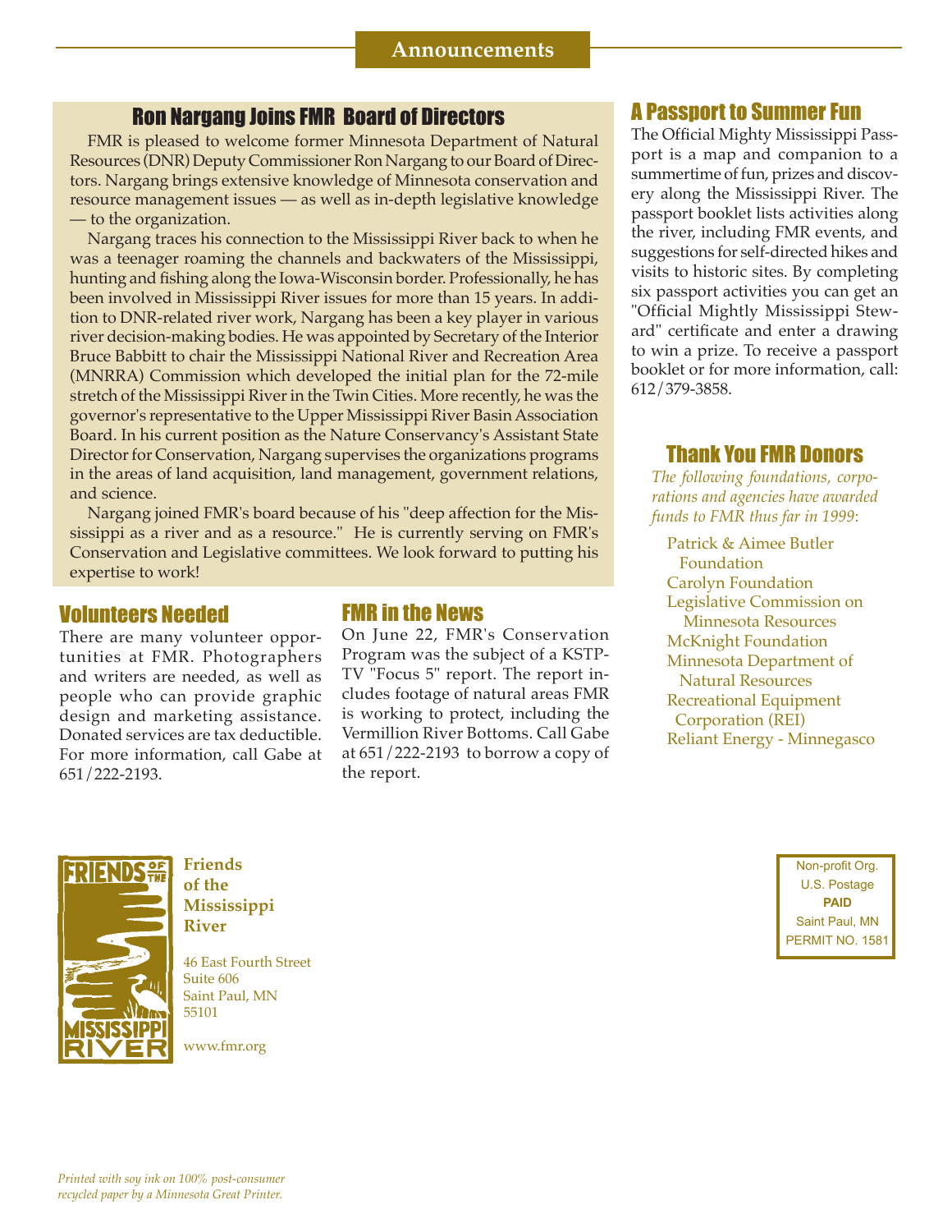# Announcements

## Ron Nargang Joins FMR Board of Directors

FMR is pleased to welcome former Minnesota Department of Natural Resources (DNR) Deputy Commissioner Ron Nargang to our Board of Directors. Nargang brings extensive knowledge of Minnesota conservation and resource management issues — as well as in-depth legislative knowledge — to the organization.

Nargang traces his connection to the Mississippi River back to when he was a teenager roaming the channels and backwaters of the Mississippi, hunting and fishing along the Iowa-Wisconsin border. Professionally, he has been involved in Mississippi River issues for more than 15 years. In addition to DNR-related river work, Nargang has been a key player in various river decision-making bodies. He was appointed by Secretary of the Interior Bruce Babbitt to chair the Mississippi National River and Recreation Area (MNRRA) Commission which developed the initial plan for the 72-mile stretch of the Mississippi River in the Twin Cities. More recently, he was the governor's representative to the Upper Mississippi River Basin Association Board. In his current position as the Nature Conservancy's Assistant State Director for Conservation, Nargang supervises the organizations programs in the areas of land acquisition, land management, government relations, and science.

Nargang joined FMR's board because of his "deep affection for the Mississippi as a river and as a resource." He is currently serving on FMR's Conservation and Legislative committees. We look forward to putting his expertise to work!

## Volunteers Needed

There are many volunteer opportunities at FMR. Photographers and writers are needed, as well as people who can provide graphic design and marketing assistance. Donated services are tax deductible. For more information, call Gabe at 651/222-2193.

## FMR in the News

On June 22, FMR's Conservation Program was the subject of a KSTP-TV "Focus 5" report. The report includes footage of natural areas FMR is working to protect, including the Vermillion River Bottoms. Call Gabe at 651/222-2193 to borrow a copy of the report.

## A Passport to Summer Fun

The Official Mighty Mississippi Passport is a map and companion to a summertime of fun, prizes and discovery along the Mississippi River. The passport booklet lists activities along the river, including FMR events, and suggestions for self-directed hikes and visits to historic sites. By completing six passport activities you can get an "Official Mightly Mississippi Steward" certificate and enter a drawing to win a prize. To receive a passport booklet or for more information, call: 612/379-3858.

## Thank You FMR Donors

*The following foundations, corporations and agencies have awarded funds to FMR thus far in 1999*:

- Patrick & Aimee Butler Foundation
- Carolyn Foundation
- Legislative Commission on Minnesota Resources
- McKnight Foundation
- Minnesota Department of Natural Resources
- Recreational Equipment Corporation (REI)
- Reliant Energy - Minnegasco

**Friends of the Mississippi River**

46 East Fourth Street
Suite 606
Saint Paul, MN
55101

www.fmr.org

Non-profit Org.
U.S. Postage
**PAID**
Saint Paul, MN
PERMIT NO. 1581

*Printed with soy ink on 100% post-consumer recycled paper by a Minnesota Great Printer.*